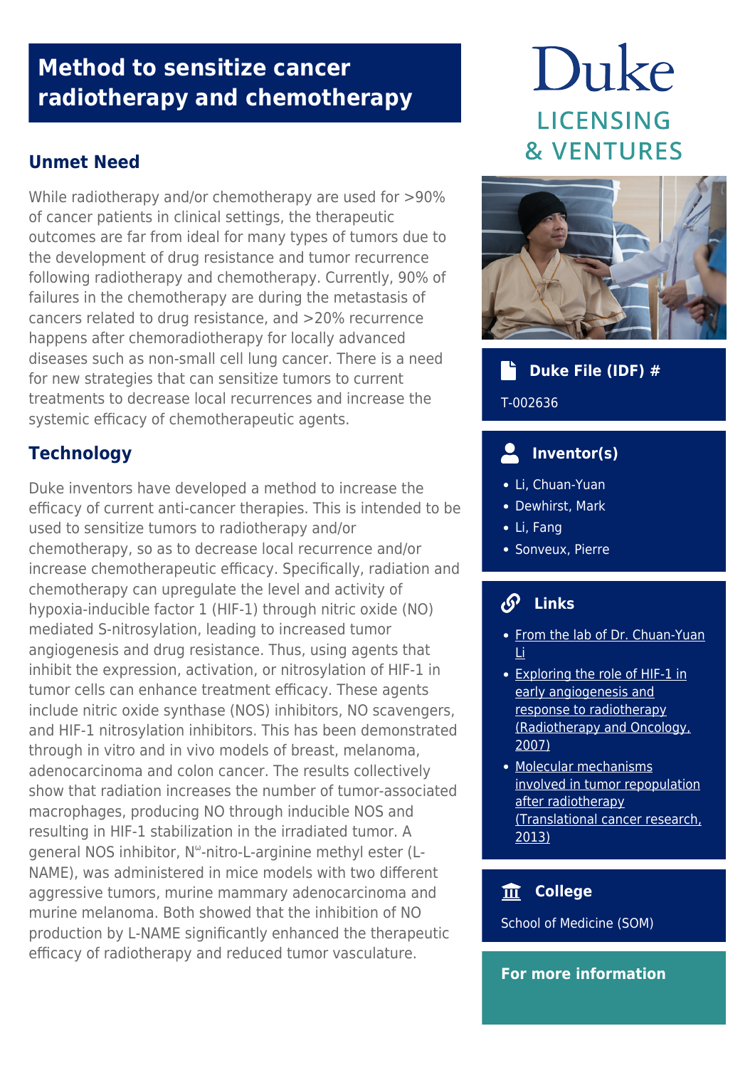# Method to sensitize cancer radiotherapy and chemotherapy

## Unmet Need

While radiotherapy and/or chemotherapy are used for >90% of cancer patients in clinical settings, the therapeutic outcomes are far from ideal for many types of tumors due to the development of drug resistance and tumor recurrence following radiotherapy and chemotherapy. Currently, 90% of failures in the chemotherapy are during the metastasis of cancers related to drug resistance, and >20% recurrence happens after chemoradiotherapy for locally advanced diseases such as non-small cell lung cancer. There is a need for new strategies that can sensitize tumors to current treatments to decrease local recurrences and increase the systemic efficacy of chemotherapeutic agents.

## Technology

Duke inventors have developed a method to increase the efficacy of current anti-cancer therapies. This is intended to be used to sensitize tumors to radiotherapy and/or chemotherapy, so as to decrease local recurrence and/or increase chemotherapeutic efficacy. Specifically, radiation and chemotherapy can upregulate the level and activity of hypoxia-inducible factor 1 (HIF-1) through nitric oxide (NO) mediated S-nitrosylation, leading to increased tumor angiogenesis and drug resistance. Thus, using agents that inhibit the expression, activation, or nitrosylation of HIF-1 in tumor cells can enhance treatment efficacy. These agents include nitric oxide synthase (NOS) inhibitors, NO scavengers, and HIF-1 nitrosylation inhibitors. This has been demonstrated through in vitro and in vivo models of breast, melanoma, adenocarcinoma and colon cancer. The results collectively show that radiation increases the number of tumor-associated macrophages, producing NO through inducible NOS and resulting in HIF-1 stabilization in the irradiated tumor. A general NOS inhibitor, $N^{\omega}$-nitro-L-arginine methyl ester (L-NAME), was administered in mice models with two different aggressive tumors, murine mammary adenocarcinoma and murine melanoma. Both showed that the inhibition of NO production by L-NAME significantly enhanced the therapeutic efficacy of radiotherapy and reduced tumor vasculature.

Duke
LICENSING & VENTURES

### Duke File (IDF) #

T-002636

### Inventor(s)

- Li, Chuan-Yuan
- Dewhirst, Mark
- Li, Fang
- Sonveux, Pierre

### Links

- From the lab of Dr. Chuan-Yuan Li
- Exploring the role of HIF-1 in early angiogenesis and response to radiotherapy (Radiotherapy and Oncology, 2007)
- Molecular mechanisms involved in tumor repopulation after radiotherapy (Translational cancer research, 2013)

### College

School of Medicine (SOM)

### For more information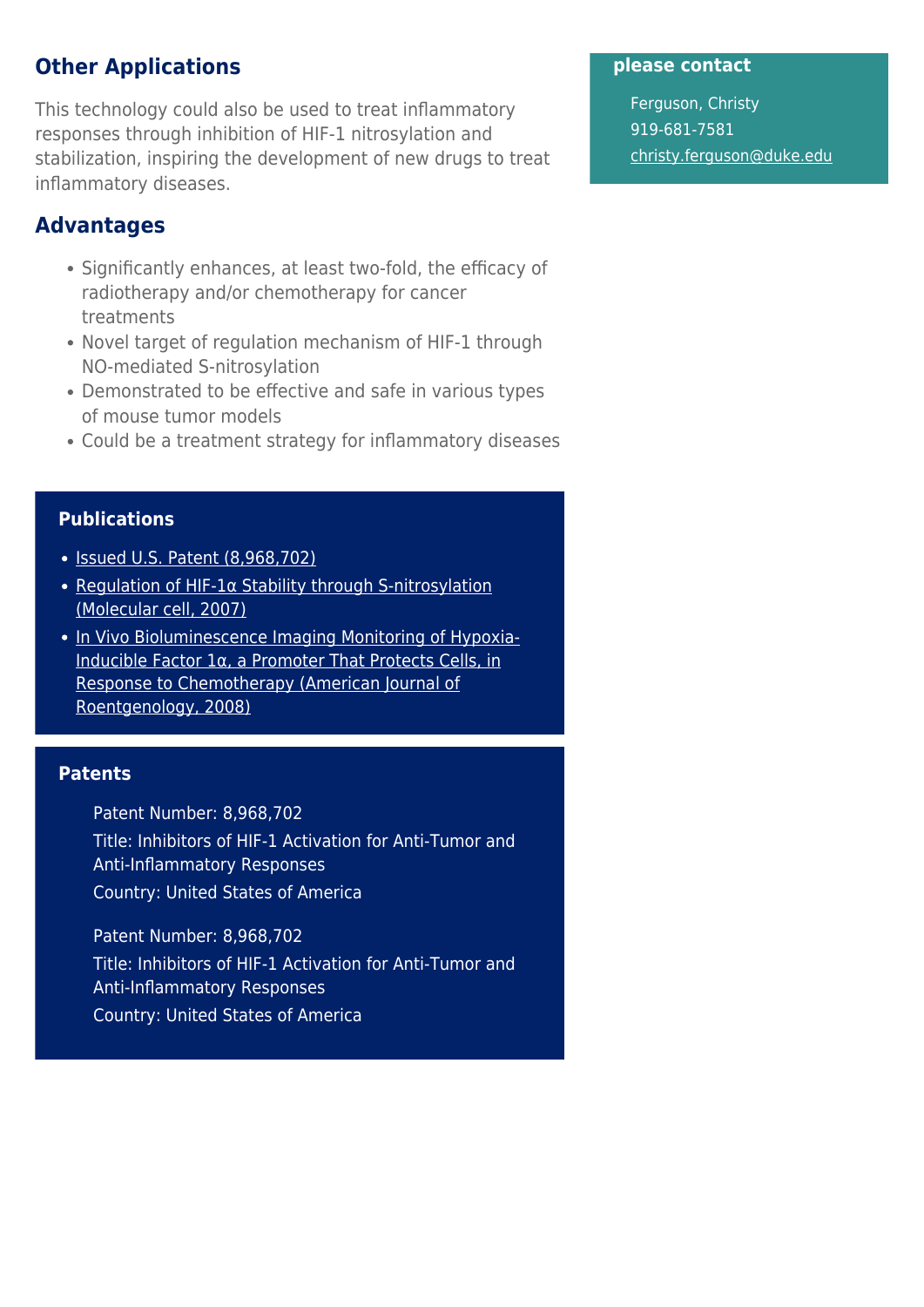## Other Applications

This technology could also be used to treat inflammatory responses through inhibition of HIF-1 nitrosylation and stabilization, inspiring the development of new drugs to treat inflammatory diseases.

## Advantages

- Significantly enhances, at least two-fold, the efficacy of radiotherapy and/or chemotherapy for cancer treatments
- Novel target of regulation mechanism of HIF-1 through NO-mediated S-nitrosylation
- Demonstrated to be effective and safe in various types of mouse tumor models
- Could be a treatment strategy for inflammatory diseases

### Publications

- Issued U.S. Patent (8,968,702)
- Regulation of HIF-1α Stability through S-nitrosylation (Molecular cell, 2007)
- In Vivo Bioluminescence Imaging Monitoring of Hypoxia-Inducible Factor 1α, a Promoter That Protects Cells, in Response to Chemotherapy (American Journal of Roentgenology, 2008)

### Patents

Patent Number: 8,968,702
Title: Inhibitors of HIF-1 Activation for Anti-Tumor and Anti-Inflammatory Responses
Country: United States of America

Patent Number: 8,968,702
Title: Inhibitors of HIF-1 Activation for Anti-Tumor and Anti-Inflammatory Responses
Country: United States of America

### please contact

Ferguson, Christy
919-681-7581
christy.ferguson@duke.edu